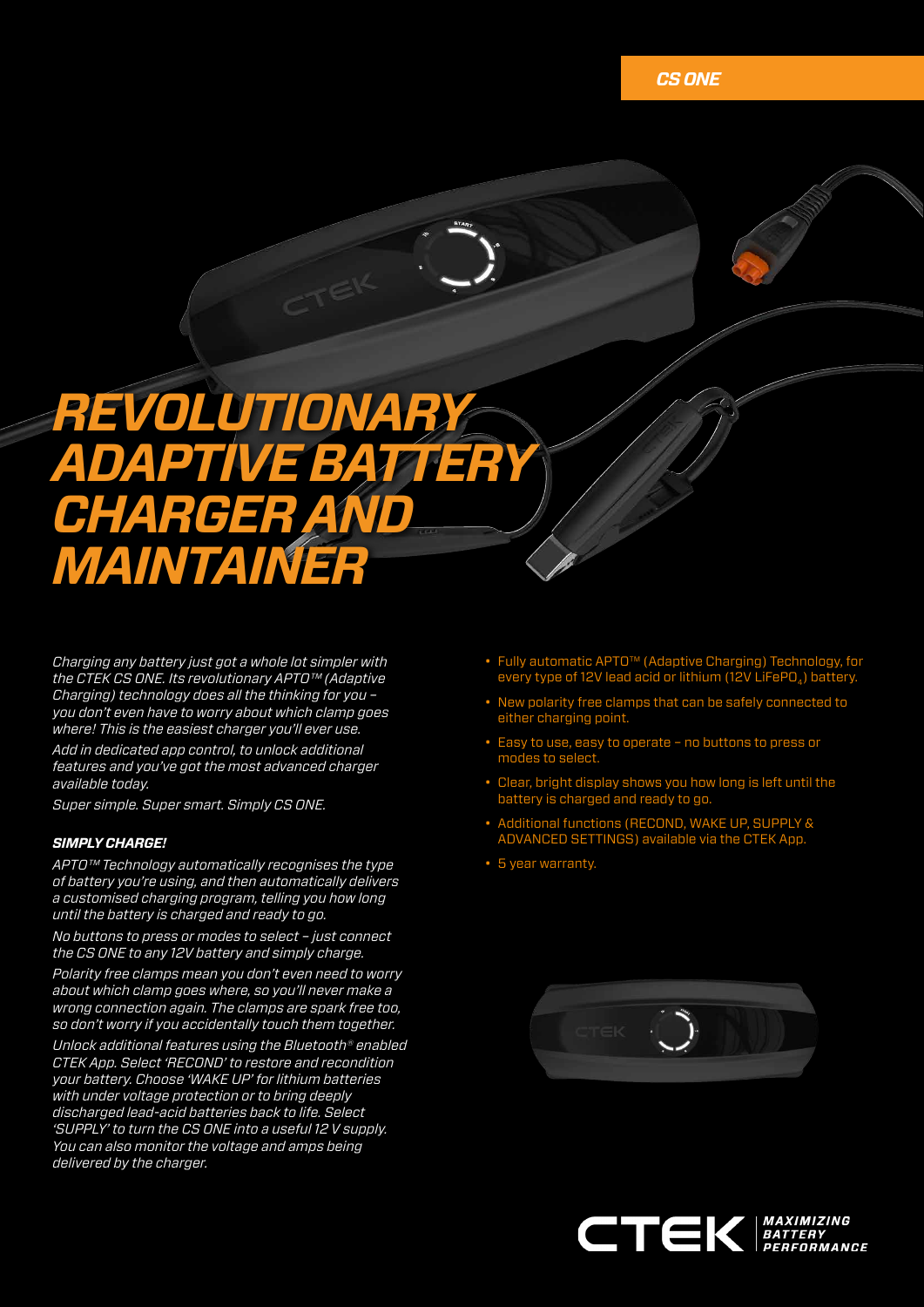CS ONE

# REVOLUTIONARY ADAPTIVE BATTERY CHARGER AND MAINTAINER

*Charging any battery just got a whole lot simpler with the CTEK CS ONE. Its revolutionary APTO™ (Adaptive Charging) technology does all the thinking for you – you don't even have to worry about which clamp goes where! This is the easiest charger you'll ever use.*

*Add in dedicated app control, to unlock additional features and you've got the most advanced charger available today.*

*Super simple. Super smart. Simply CS ONE.*

***SIMPLY CHARGE!***

*APTO™ Technology automatically recognises the type of battery you're using, and then automatically delivers a customised charging program, telling you how long until the battery is charged and ready to go.*

*No buttons to press or modes to select – just connect the CS ONE to any 12V battery and simply charge.*

*Polarity free clamps mean you don't even need to worry about which clamp goes where, so you'll never make a wrong connection again. The clamps are spark free too, so don't worry if you accidentally touch them together.*

*Unlock additional features using the Bluetooth® enabled CTEK App. Select 'RECOND' to restore and recondition your battery. Choose 'WAKE UP' for lithium batteries with under voltage protection or to bring deeply discharged lead-acid batteries back to life. Select 'SUPPLY' to turn the CS ONE into a useful 12 V supply. You can also monitor the voltage and amps being delivered by the charger.*

- Fully automatic APTO™ (Adaptive Charging) Technology, for every type of 12V lead acid or lithium (12V $LiFePO_4$) battery.
- New polarity free clamps that can be safely connected to either charging point.
- Easy to use, easy to operate – no buttons to press or modes to select.
- Clear, bright display shows you how long is left until the battery is charged and ready to go.
- Additional functions (RECOND, WAKE UP, SUPPLY & ADVANCED SETTINGS) available via the CTEK App.
- 5 year warranty.

CTEK MAXIMIZING BATTERY PERFORMANCE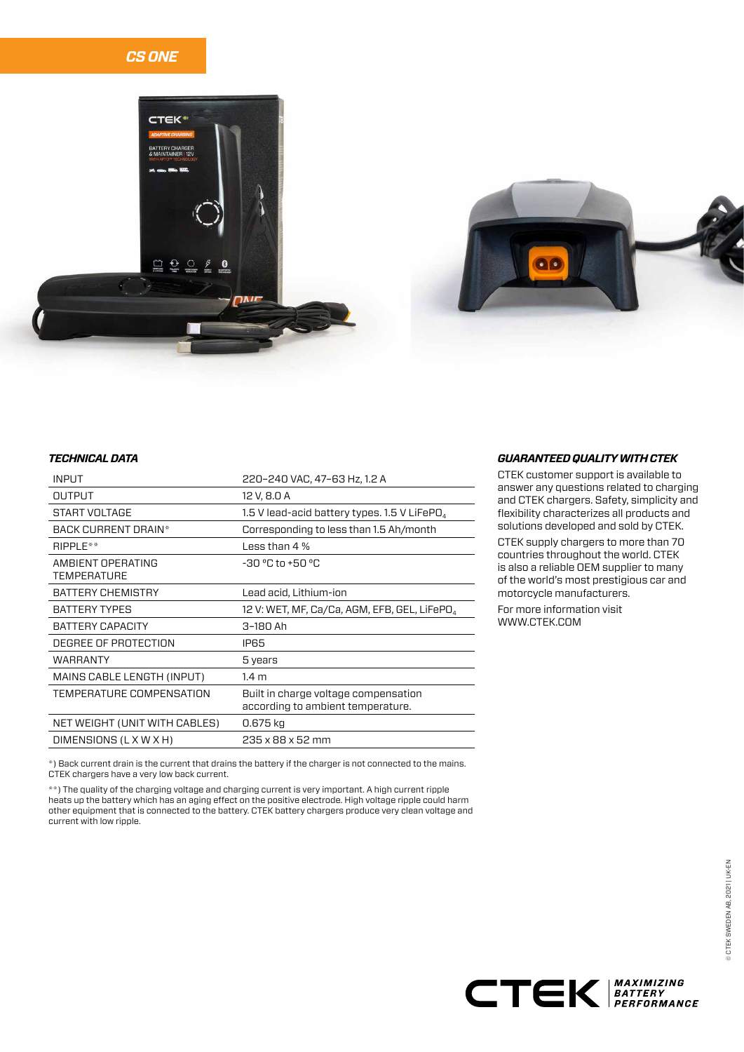# CS ONE

## TECHNICAL DATA

| | |
|---|---|
| INPUT | 220–240 VAC, 47–63 Hz, 1.2 A |
| OUTPUT | 12 V, 8.0 A |
| START VOLTAGE | 1.5 V lead-acid battery types. 1.5 V $LiFePO_4$ |
| BACK CURRENT DRAIN* | Corresponding to less than 1.5 Ah/month |
| RIPPLE** | Less than 4 % |
| AMBIENT OPERATING TEMPERATURE | -30 °C to +50 °C |
| BATTERY CHEMISTRY | Lead acid, Lithium-ion |
| BATTERY TYPES | 12 V: WET, MF, Ca/Ca, AGM, EFB, GEL, $LiFePO_4$ |
| BATTERY CAPACITY | 3–180 Ah |
| DEGREE OF PROTECTION | IP65 |
| WARRANTY | 5 years |
| MAINS CABLE LENGTH (INPUT) | 1.4 m |
| TEMPERATURE COMPENSATION | Built in charge voltage compensation according to ambient temperature. |
| NET WEIGHT (UNIT WITH CABLES) | 0.675 kg |
| DIMENSIONS (L X W X H) | 235 x 88 x 52 mm |

*) Back current drain is the current that drains the battery if the charger is not connected to the mains. CTEK chargers have a very low back current.

**) The quality of the charging voltage and charging current is very important. A high current ripple heats up the battery which has an aging effect on the positive electrode. High voltage ripple could harm other equipment that is connected to the battery. CTEK battery chargers produce very clean voltage and current with low ripple.

## GUARANTEED QUALITY WITH CTEK

CTEK customer support is available to answer any questions related to charging and CTEK chargers. Safety, simplicity and flexibility characterizes all products and solutions developed and sold by CTEK.

CTEK supply chargers to more than 70 countries throughout the world. CTEK is also a reliable OEM supplier to many of the world's most prestigious car and motorcycle manufacturers.

For more information visit WWW.CTEK.COM

© CTEK SWEDEN AB, 2021 | UK-EN

CTEK MAXIMIZING BATTERY PERFORMANCE